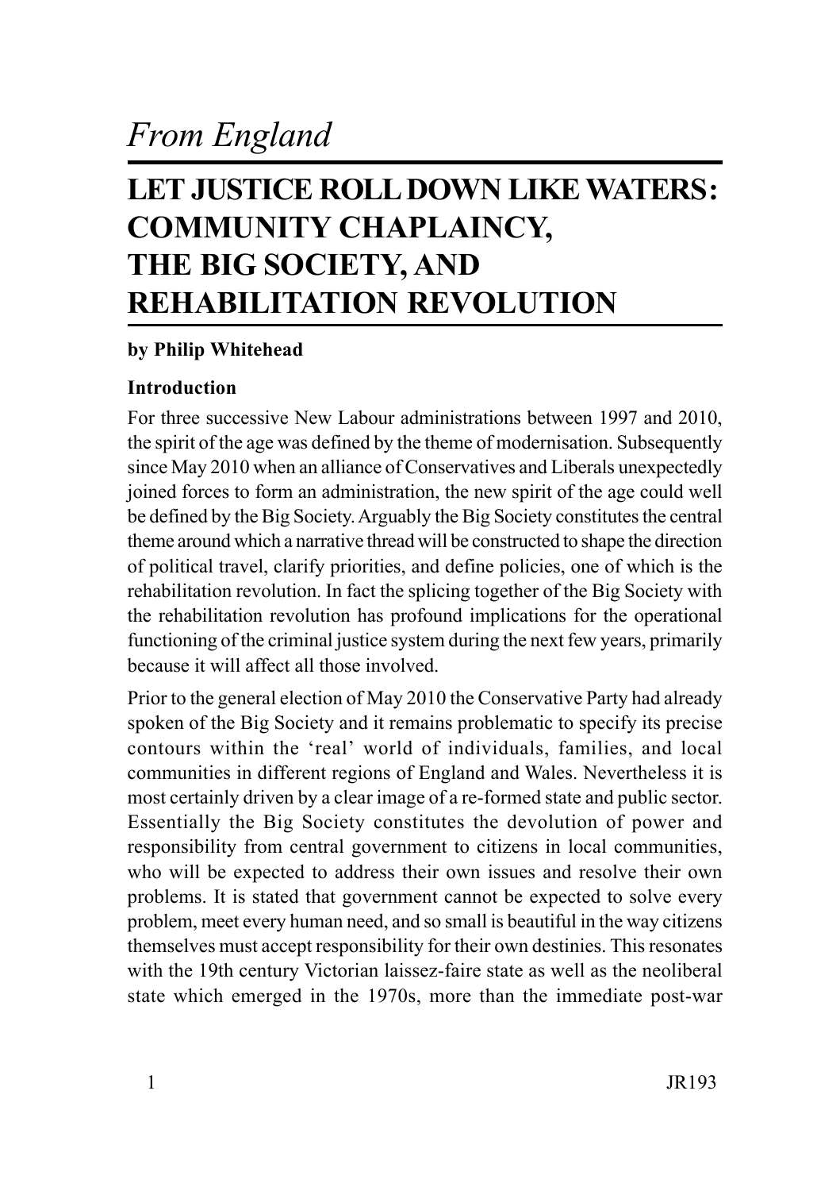*From England*

# LET JUSTICE ROLL DOWN LIKE WATERS: COMMUNITY CHAPLAINCY, THE BIG SOCIETY, AND REHABILITATION REVOLUTION

**by Philip Whitehead**

### Introduction

For three successive New Labour administrations between 1997 and 2010, the spirit of the age was defined by the theme of modernisation. Subsequently since May 2010 when an alliance of Conservatives and Liberals unexpectedly joined forces to form an administration, the new spirit of the age could well be defined by the Big Society. Arguably the Big Society constitutes the central theme around which a narrative thread will be constructed to shape the direction of political travel, clarify priorities, and define policies, one of which is the rehabilitation revolution. In fact the splicing together of the Big Society with the rehabilitation revolution has profound implications for the operational functioning of the criminal justice system during the next few years, primarily because it will affect all those involved.

Prior to the general election of May 2010 the Conservative Party had already spoken of the Big Society and it remains problematic to specify its precise contours within the 'real' world of individuals, families, and local communities in different regions of England and Wales. Nevertheless it is most certainly driven by a clear image of a re-formed state and public sector. Essentially the Big Society constitutes the devolution of power and responsibility from central government to citizens in local communities, who will be expected to address their own issues and resolve their own problems. It is stated that government cannot be expected to solve every problem, meet every human need, and so small is beautiful in the way citizens themselves must accept responsibility for their own destinies. This resonates with the 19th century Victorian laissez-faire state as well as the neoliberal state which emerged in the 1970s, more than the immediate post-war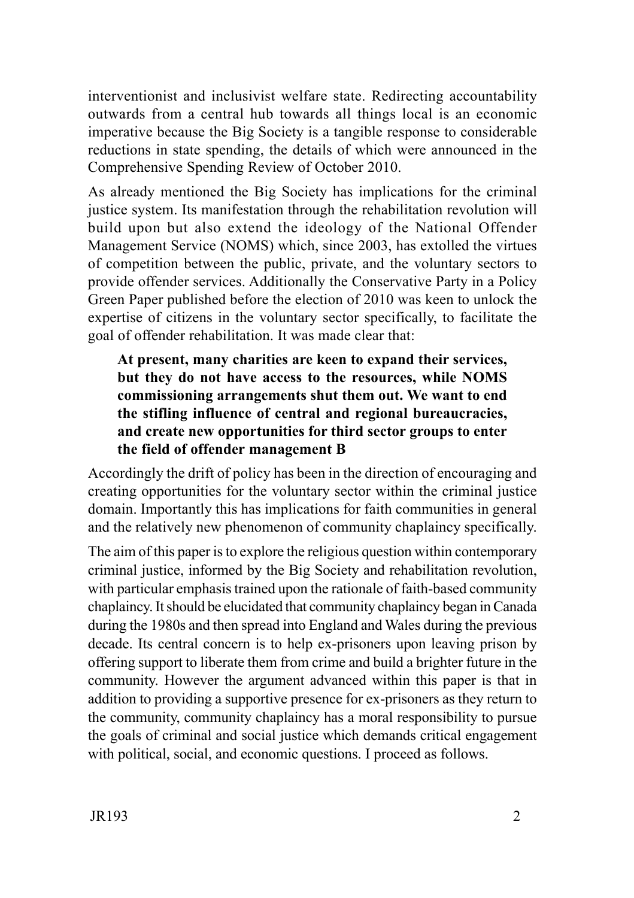interventionist and inclusivist welfare state. Redirecting accountability outwards from a central hub towards all things local is an economic imperative because the Big Society is a tangible response to considerable reductions in state spending, the details of which were announced in the Comprehensive Spending Review of October 2010.

As already mentioned the Big Society has implications for the criminal justice system. Its manifestation through the rehabilitation revolution will build upon but also extend the ideology of the National Offender Management Service (NOMS) which, since 2003, has extolled the virtues of competition between the public, private, and the voluntary sectors to provide offender services. Additionally the Conservative Party in a Policy Green Paper published before the election of 2010 was keen to unlock the expertise of citizens in the voluntary sector specifically, to facilitate the goal of offender rehabilitation. It was made clear that:

> **At present, many charities are keen to expand their services, but they do not have access to the resources, while NOMS commissioning arrangements shut them out. We want to end the stifling influence of central and regional bureaucracies, and create new opportunities for third sector groups to enter the field of offender management B**

Accordingly the drift of policy has been in the direction of encouraging and creating opportunities for the voluntary sector within the criminal justice domain. Importantly this has implications for faith communities in general and the relatively new phenomenon of community chaplaincy specifically.

The aim of this paper is to explore the religious question within contemporary criminal justice, informed by the Big Society and rehabilitation revolution, with particular emphasis trained upon the rationale of faith-based community chaplaincy. It should be elucidated that community chaplaincy began in Canada during the 1980s and then spread into England and Wales during the previous decade. Its central concern is to help ex-prisoners upon leaving prison by offering support to liberate them from crime and build a brighter future in the community. However the argument advanced within this paper is that in addition to providing a supportive presence for ex-prisoners as they return to the community, community chaplaincy has a moral responsibility to pursue the goals of criminal and social justice which demands critical engagement with political, social, and economic questions. I proceed as follows.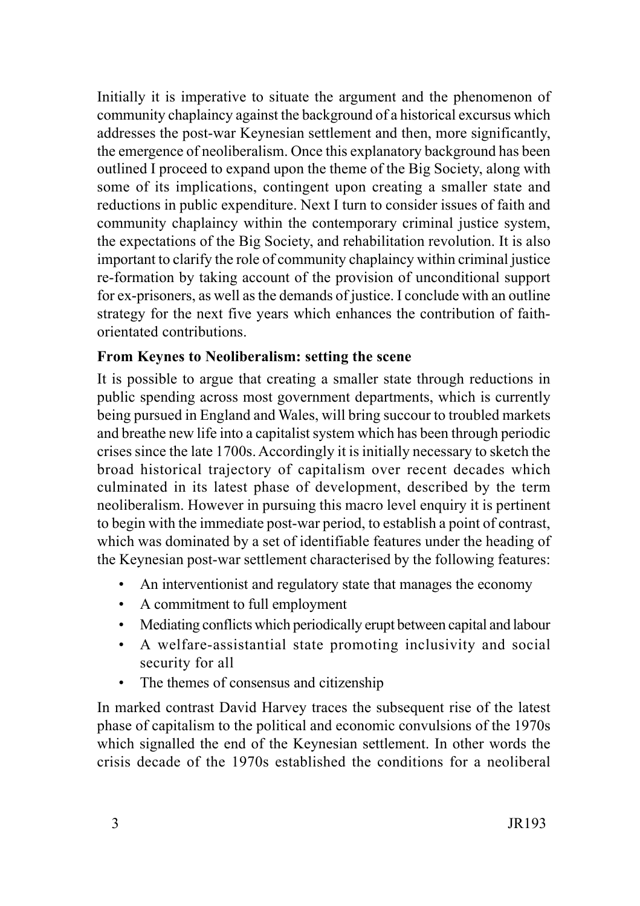Initially it is imperative to situate the argument and the phenomenon of community chaplaincy against the background of a historical excursus which addresses the post-war Keynesian settlement and then, more significantly, the emergence of neoliberalism. Once this explanatory background has been outlined I proceed to expand upon the theme of the Big Society, along with some of its implications, contingent upon creating a smaller state and reductions in public expenditure. Next I turn to consider issues of faith and community chaplaincy within the contemporary criminal justice system, the expectations of the Big Society, and rehabilitation revolution. It is also important to clarify the role of community chaplaincy within criminal justice re-formation by taking account of the provision of unconditional support for ex-prisoners, as well as the demands of justice. I conclude with an outline strategy for the next five years which enhances the contribution of faith-orientated contributions.

**From Keynes to Neoliberalism: setting the scene**

It is possible to argue that creating a smaller state through reductions in public spending across most government departments, which is currently being pursued in England and Wales, will bring succour to troubled markets and breathe new life into a capitalist system which has been through periodic crises since the late 1700s. Accordingly it is initially necessary to sketch the broad historical trajectory of capitalism over recent decades which culminated in its latest phase of development, described by the term neoliberalism. However in pursuing this macro level enquiry it is pertinent to begin with the immediate post-war period, to establish a point of contrast, which was dominated by a set of identifiable features under the heading of the Keynesian post-war settlement characterised by the following features:

- An interventionist and regulatory state that manages the economy
- A commitment to full employment
- Mediating conflicts which periodically erupt between capital and labour
- A welfare-assistantial state promoting inclusivity and social security for all
- The themes of consensus and citizenship

In marked contrast David Harvey traces the subsequent rise of the latest phase of capitalism to the political and economic convulsions of the 1970s which signalled the end of the Keynesian settlement. In other words the crisis decade of the 1970s established the conditions for a neoliberal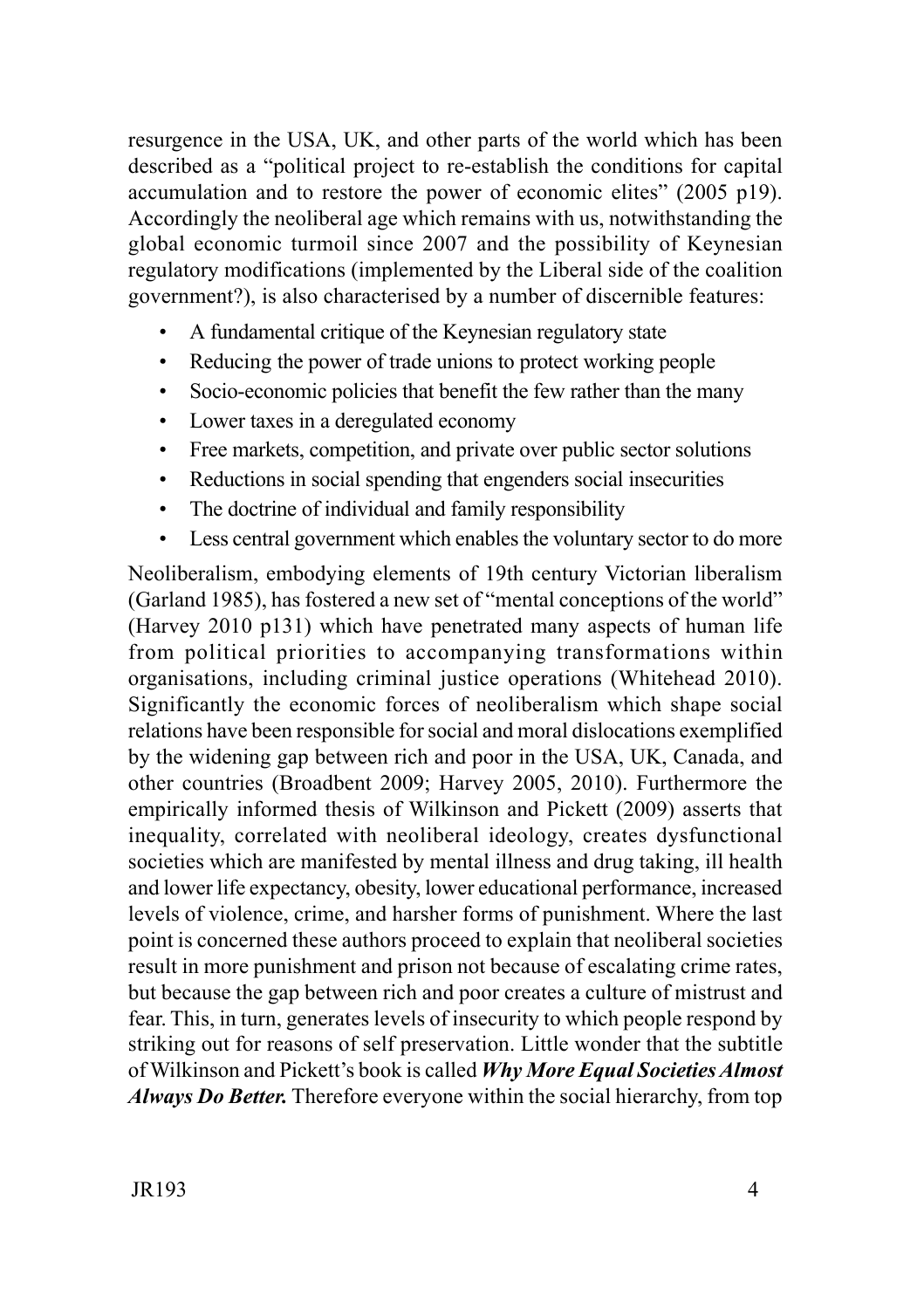resurgence in the USA, UK, and other parts of the world which has been described as a "political project to re-establish the conditions for capital accumulation and to restore the power of economic elites" (2005 p19). Accordingly the neoliberal age which remains with us, notwithstanding the global economic turmoil since 2007 and the possibility of Keynesian regulatory modifications (implemented by the Liberal side of the coalition government?), is also characterised by a number of discernible features:

- A fundamental critique of the Keynesian regulatory state
- Reducing the power of trade unions to protect working people
- Socio-economic policies that benefit the few rather than the many
- Lower taxes in a deregulated economy
- Free markets, competition, and private over public sector solutions
- Reductions in social spending that engenders social insecurities
- The doctrine of individual and family responsibility
- Less central government which enables the voluntary sector to do more

Neoliberalism, embodying elements of 19th century Victorian liberalism (Garland 1985), has fostered a new set of "mental conceptions of the world" (Harvey 2010 p131) which have penetrated many aspects of human life from political priorities to accompanying transformations within organisations, including criminal justice operations (Whitehead 2010). Significantly the economic forces of neoliberalism which shape social relations have been responsible for social and moral dislocations exemplified by the widening gap between rich and poor in the USA, UK, Canada, and other countries (Broadbent 2009; Harvey 2005, 2010). Furthermore the empirically informed thesis of Wilkinson and Pickett (2009) asserts that inequality, correlated with neoliberal ideology, creates dysfunctional societies which are manifested by mental illness and drug taking, ill health and lower life expectancy, obesity, lower educational performance, increased levels of violence, crime, and harsher forms of punishment. Where the last point is concerned these authors proceed to explain that neoliberal societies result in more punishment and prison not because of escalating crime rates, but because the gap between rich and poor creates a culture of mistrust and fear. This, in turn, generates levels of insecurity to which people respond by striking out for reasons of self preservation. Little wonder that the subtitle of Wilkinson and Pickett's book is called ***Why More Equal Societies Almost Always Do Better.*** Therefore everyone within the social hierarchy, from top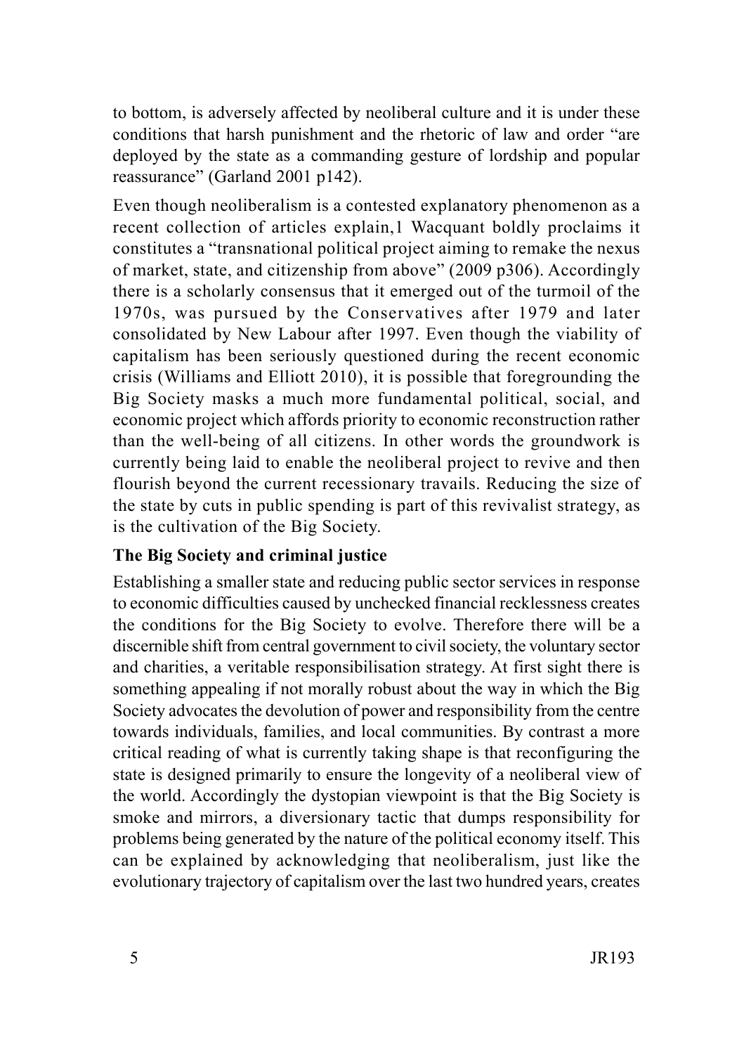to bottom, is adversely affected by neoliberal culture and it is under these conditions that harsh punishment and the rhetoric of law and order "are deployed by the state as a commanding gesture of lordship and popular reassurance" (Garland 2001 p142).

Even though neoliberalism is a contested explanatory phenomenon as a recent collection of articles explain,[1] Wacquant boldly proclaims it constitutes a "transnational political project aiming to remake the nexus of market, state, and citizenship from above" (2009 p306). Accordingly there is a scholarly consensus that it emerged out of the turmoil of the 1970s, was pursued by the Conservatives after 1979 and later consolidated by New Labour after 1997. Even though the viability of capitalism has been seriously questioned during the recent economic crisis (Williams and Elliott 2010), it is possible that foregrounding the Big Society masks a much more fundamental political, social, and economic project which affords priority to economic reconstruction rather than the well-being of all citizens. In other words the groundwork is currently being laid to enable the neoliberal project to revive and then flourish beyond the current recessionary travails. Reducing the size of the state by cuts in public spending is part of this revivalist strategy, as is the cultivation of the Big Society.

## The Big Society and criminal justice

Establishing a smaller state and reducing public sector services in response to economic difficulties caused by unchecked financial recklessness creates the conditions for the Big Society to evolve. Therefore there will be a discernible shift from central government to civil society, the voluntary sector and charities, a veritable responsibilisation strategy. At first sight there is something appealing if not morally robust about the way in which the Big Society advocates the devolution of power and responsibility from the centre towards individuals, families, and local communities. By contrast a more critical reading of what is currently taking shape is that reconfiguring the state is designed primarily to ensure the longevity of a neoliberal view of the world. Accordingly the dystopian viewpoint is that the Big Society is smoke and mirrors, a diversionary tactic that dumps responsibility for problems being generated by the nature of the political economy itself. This can be explained by acknowledging that neoliberalism, just like the evolutionary trajectory of capitalism over the last two hundred years, creates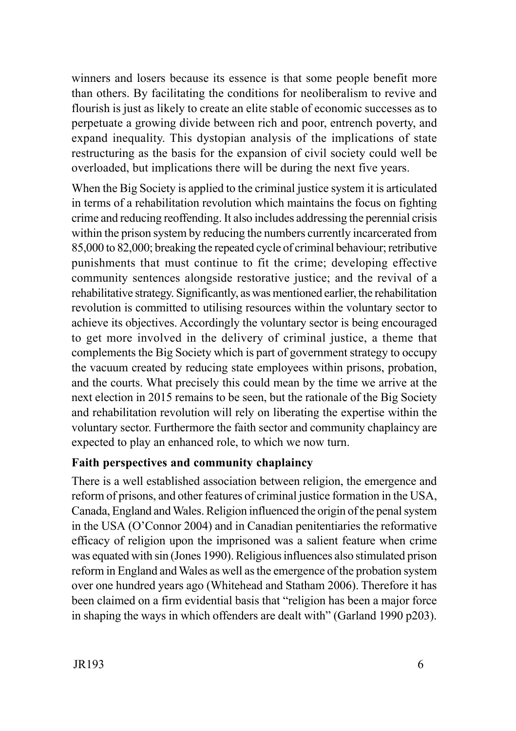winners and losers because its essence is that some people benefit more than others. By facilitating the conditions for neoliberalism to revive and flourish is just as likely to create an elite stable of economic successes as to perpetuate a growing divide between rich and poor, entrench poverty, and expand inequality. This dystopian analysis of the implications of state restructuring as the basis for the expansion of civil society could well be overloaded, but implications there will be during the next five years.

When the Big Society is applied to the criminal justice system it is articulated in terms of a rehabilitation revolution which maintains the focus on fighting crime and reducing reoffending. It also includes addressing the perennial crisis within the prison system by reducing the numbers currently incarcerated from 85,000 to 82,000; breaking the repeated cycle of criminal behaviour; retributive punishments that must continue to fit the crime; developing effective community sentences alongside restorative justice; and the revival of a rehabilitative strategy. Significantly, as was mentioned earlier, the rehabilitation revolution is committed to utilising resources within the voluntary sector to achieve its objectives. Accordingly the voluntary sector is being encouraged to get more involved in the delivery of criminal justice, a theme that complements the Big Society which is part of government strategy to occupy the vacuum created by reducing state employees within prisons, probation, and the courts. What precisely this could mean by the time we arrive at the next election in 2015 remains to be seen, but the rationale of the Big Society and rehabilitation revolution will rely on liberating the expertise within the voluntary sector. Furthermore the faith sector and community chaplaincy are expected to play an enhanced role, to which we now turn.

**Faith perspectives and community chaplaincy**

There is a well established association between religion, the emergence and reform of prisons, and other features of criminal justice formation in the USA, Canada, England and Wales. Religion influenced the origin of the penal system in the USA (O'Connor 2004) and in Canadian penitentiaries the reformative efficacy of religion upon the imprisoned was a salient feature when crime was equated with sin (Jones 1990). Religious influences also stimulated prison reform in England and Wales as well as the emergence of the probation system over one hundred years ago (Whitehead and Statham 2006). Therefore it has been claimed on a firm evidential basis that "religion has been a major force in shaping the ways in which offenders are dealt with" (Garland 1990 p203).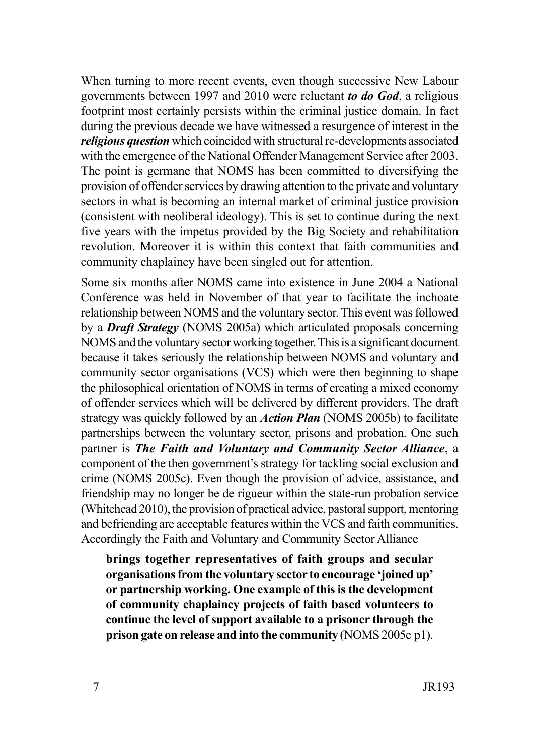When turning to more recent events, even though successive New Labour governments between 1997 and 2010 were reluctant ***to do God***, a religious footprint most certainly persists within the criminal justice domain. In fact during the previous decade we have witnessed a resurgence of interest in the ***religious question*** which coincided with structural re-developments associated with the emergence of the National Offender Management Service after 2003. The point is germane that NOMS has been committed to diversifying the provision of offender services by drawing attention to the private and voluntary sectors in what is becoming an internal market of criminal justice provision (consistent with neoliberal ideology). This is set to continue during the next five years with the impetus provided by the Big Society and rehabilitation revolution. Moreover it is within this context that faith communities and community chaplaincy have been singled out for attention.

Some six months after NOMS came into existence in June 2004 a National Conference was held in November of that year to facilitate the inchoate relationship between NOMS and the voluntary sector. This event was followed by a ***Draft Strategy*** (NOMS 2005a) which articulated proposals concerning NOMS and the voluntary sector working together. This is a significant document because it takes seriously the relationship between NOMS and voluntary and community sector organisations (VCS) which were then beginning to shape the philosophical orientation of NOMS in terms of creating a mixed economy of offender services which will be delivered by different providers. The draft strategy was quickly followed by an ***Action Plan*** (NOMS 2005b) to facilitate partnerships between the voluntary sector, prisons and probation. One such partner is ***The Faith and Voluntary and Community Sector Alliance***, a component of the then government's strategy for tackling social exclusion and crime (NOMS 2005c). Even though the provision of advice, assistance, and friendship may no longer be de rigueur within the state-run probation service (Whitehead 2010), the provision of practical advice, pastoral support, mentoring and befriending are acceptable features within the VCS and faith communities. Accordingly the Faith and Voluntary and Community Sector Alliance

> **brings together representatives of faith groups and secular organisations from the voluntary sector to encourage 'joined up' or partnership working. One example of this is the development of community chaplaincy projects of faith based volunteers to continue the level of support available to a prisoner through the prison gate on release and into the community** (NOMS 2005c p1).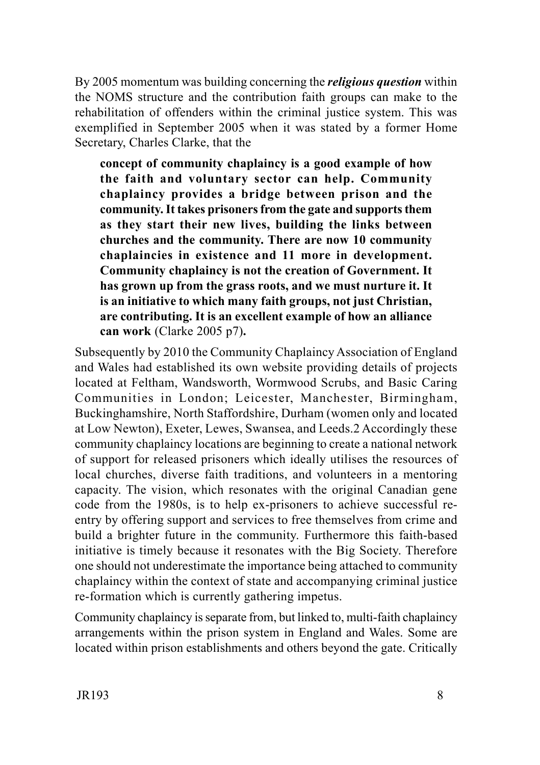By 2005 momentum was building concerning the ***religious question*** within the NOMS structure and the contribution faith groups can make to the rehabilitation of offenders within the criminal justice system. This was exemplified in September 2005 when it was stated by a former Home Secretary, Charles Clarke, that the

> **concept of community chaplaincy is a good example of how the faith and voluntary sector can help. Community chaplaincy provides a bridge between prison and the community. It takes prisoners from the gate and supports them as they start their new lives, building the links between churches and the community. There are now 10 community chaplaincies in existence and 11 more in development. Community chaplaincy is not the creation of Government. It has grown up from the grass roots, and we must nurture it. It is an initiative to which many faith groups, not just Christian, are contributing. It is an excellent example of how an alliance can work** (Clarke 2005 p7)**.**

Subsequently by 2010 the Community Chaplaincy Association of England and Wales had established its own website providing details of projects located at Feltham, Wandsworth, Wormwood Scrubs, and Basic Caring Communities in London; Leicester, Manchester, Birmingham, Buckinghamshire, North Staffordshire, Durham (women only and located at Low Newton), Exeter, Lewes, Swansea, and Leeds.[2] Accordingly these community chaplaincy locations are beginning to create a national network of support for released prisoners which ideally utilises the resources of local churches, diverse faith traditions, and volunteers in a mentoring capacity. The vision, which resonates with the original Canadian gene code from the 1980s, is to help ex-prisoners to achieve successful re-entry by offering support and services to free themselves from crime and build a brighter future in the community. Furthermore this faith-based initiative is timely because it resonates with the Big Society. Therefore one should not underestimate the importance being attached to community chaplaincy within the context of state and accompanying criminal justice re-formation which is currently gathering impetus.

Community chaplaincy is separate from, but linked to, multi-faith chaplaincy arrangements within the prison system in England and Wales. Some are located within prison establishments and others beyond the gate. Critically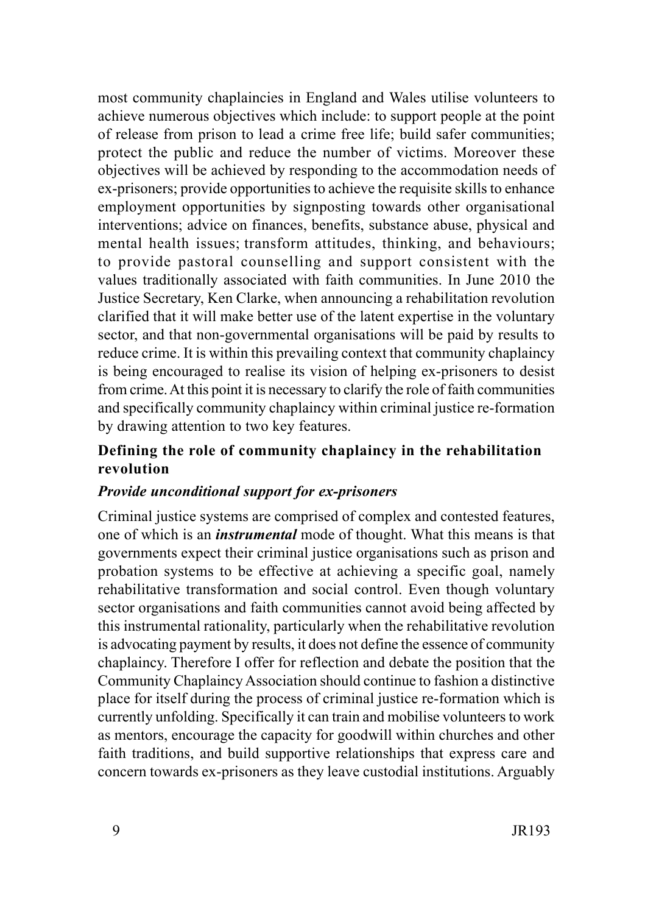most community chaplaincies in England and Wales utilise volunteers to achieve numerous objectives which include: to support people at the point of release from prison to lead a crime free life; build safer communities; protect the public and reduce the number of victims. Moreover these objectives will be achieved by responding to the accommodation needs of ex-prisoners; provide opportunities to achieve the requisite skills to enhance employment opportunities by signposting towards other organisational interventions; advice on finances, benefits, substance abuse, physical and mental health issues; transform attitudes, thinking, and behaviours; to provide pastoral counselling and support consistent with the values traditionally associated with faith communities. In June 2010 the Justice Secretary, Ken Clarke, when announcing a rehabilitation revolution clarified that it will make better use of the latent expertise in the voluntary sector, and that non-governmental organisations will be paid by results to reduce crime. It is within this prevailing context that community chaplaincy is being encouraged to realise its vision of helping ex-prisoners to desist from crime. At this point it is necessary to clarify the role of faith communities and specifically community chaplaincy within criminal justice re-formation by drawing attention to two key features.

### Defining the role of community chaplaincy in the rehabilitation revolution

#### *Provide unconditional support for ex-prisoners*

Criminal justice systems are comprised of complex and contested features, one of which is an ***instrumental*** mode of thought. What this means is that governments expect their criminal justice organisations such as prison and probation systems to be effective at achieving a specific goal, namely rehabilitative transformation and social control. Even though voluntary sector organisations and faith communities cannot avoid being affected by this instrumental rationality, particularly when the rehabilitative revolution is advocating payment by results, it does not define the essence of community chaplaincy. Therefore I offer for reflection and debate the position that the Community Chaplaincy Association should continue to fashion a distinctive place for itself during the process of criminal justice re-formation which is currently unfolding. Specifically it can train and mobilise volunteers to work as mentors, encourage the capacity for goodwill within churches and other faith traditions, and build supportive relationships that express care and concern towards ex-prisoners as they leave custodial institutions. Arguably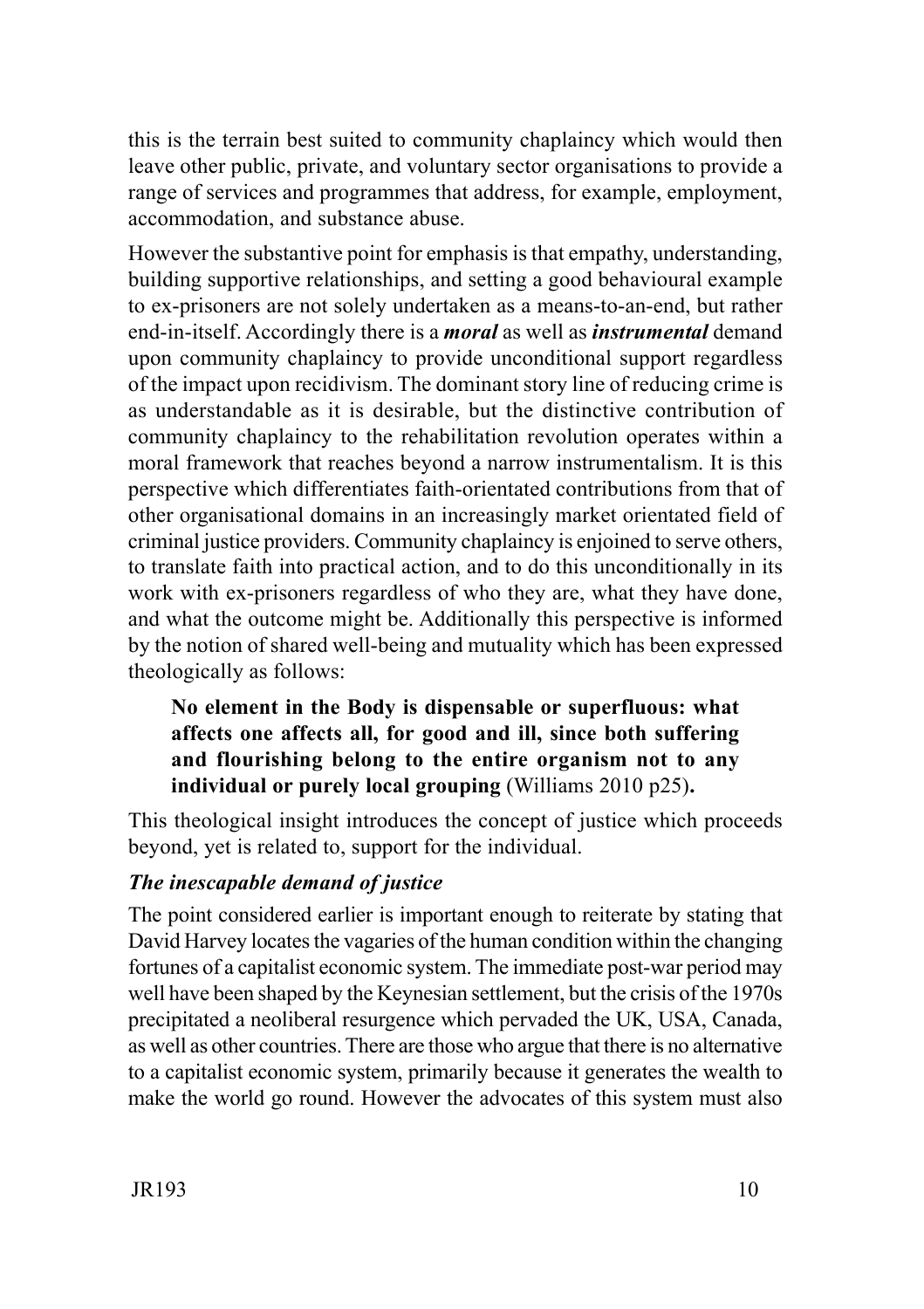this is the terrain best suited to community chaplaincy which would then leave other public, private, and voluntary sector organisations to provide a range of services and programmes that address, for example, employment, accommodation, and substance abuse.

However the substantive point for emphasis is that empathy, understanding, building supportive relationships, and setting a good behavioural example to ex-prisoners are not solely undertaken as a means-to-an-end, but rather end-in-itself. Accordingly there is a ***moral*** as well as ***instrumental*** demand upon community chaplaincy to provide unconditional support regardless of the impact upon recidivism. The dominant story line of reducing crime is as understandable as it is desirable, but the distinctive contribution of community chaplaincy to the rehabilitation revolution operates within a moral framework that reaches beyond a narrow instrumentalism. It is this perspective which differentiates faith-orientated contributions from that of other organisational domains in an increasingly market orientated field of criminal justice providers. Community chaplaincy is enjoined to serve others, to translate faith into practical action, and to do this unconditionally in its work with ex-prisoners regardless of who they are, what they have done, and what the outcome might be. Additionally this perspective is informed by the notion of shared well-being and mutuality which has been expressed theologically as follows:

> **No element in the Body is dispensable or superfluous: what affects one affects all, for good and ill, since both suffering and flourishing belong to the entire organism not to any individual or purely local grouping** (Williams 2010 p25)**.**

This theological insight introduces the concept of justice which proceeds beyond, yet is related to, support for the individual.

### *The inescapable demand of justice*

The point considered earlier is important enough to reiterate by stating that David Harvey locates the vagaries of the human condition within the changing fortunes of a capitalist economic system. The immediate post-war period may well have been shaped by the Keynesian settlement, but the crisis of the 1970s precipitated a neoliberal resurgence which pervaded the UK, USA, Canada, as well as other countries. There are those who argue that there is no alternative to a capitalist economic system, primarily because it generates the wealth to make the world go round. However the advocates of this system must also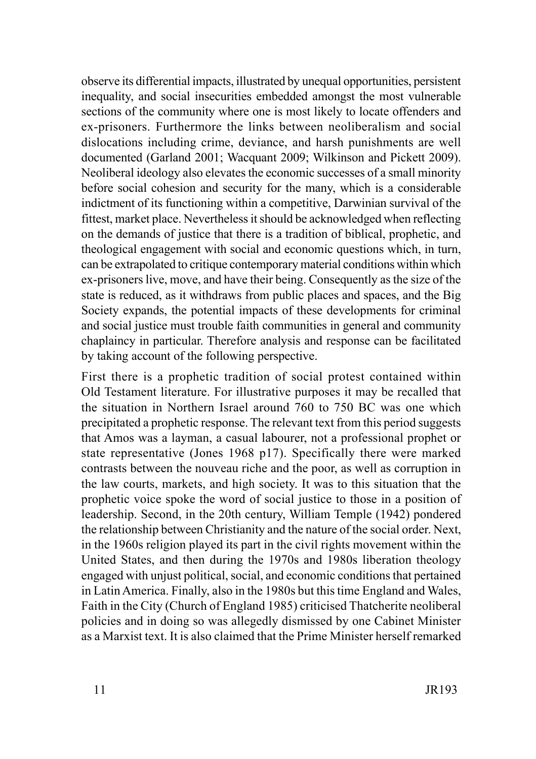observe its differential impacts, illustrated by unequal opportunities, persistent inequality, and social insecurities embedded amongst the most vulnerable sections of the community where one is most likely to locate offenders and ex-prisoners. Furthermore the links between neoliberalism and social dislocations including crime, deviance, and harsh punishments are well documented (Garland 2001; Wacquant 2009; Wilkinson and Pickett 2009). Neoliberal ideology also elevates the economic successes of a small minority before social cohesion and security for the many, which is a considerable indictment of its functioning within a competitive, Darwinian survival of the fittest, market place. Nevertheless it should be acknowledged when reflecting on the demands of justice that there is a tradition of biblical, prophetic, and theological engagement with social and economic questions which, in turn, can be extrapolated to critique contemporary material conditions within which ex-prisoners live, move, and have their being. Consequently as the size of the state is reduced, as it withdraws from public places and spaces, and the Big Society expands, the potential impacts of these developments for criminal and social justice must trouble faith communities in general and community chaplaincy in particular. Therefore analysis and response can be facilitated by taking account of the following perspective.

First there is a prophetic tradition of social protest contained within Old Testament literature. For illustrative purposes it may be recalled that the situation in Northern Israel around 760 to 750 BC was one which precipitated a prophetic response. The relevant text from this period suggests that Amos was a layman, a casual labourer, not a professional prophet or state representative (Jones 1968 p17). Specifically there were marked contrasts between the nouveau riche and the poor, as well as corruption in the law courts, markets, and high society. It was to this situation that the prophetic voice spoke the word of social justice to those in a position of leadership. Second, in the 20th century, William Temple (1942) pondered the relationship between Christianity and the nature of the social order. Next, in the 1960s religion played its part in the civil rights movement within the United States, and then during the 1970s and 1980s liberation theology engaged with unjust political, social, and economic conditions that pertained in Latin America. Finally, also in the 1980s but this time England and Wales, Faith in the City (Church of England 1985) criticised Thatcherite neoliberal policies and in doing so was allegedly dismissed by one Cabinet Minister as a Marxist text. It is also claimed that the Prime Minister herself remarked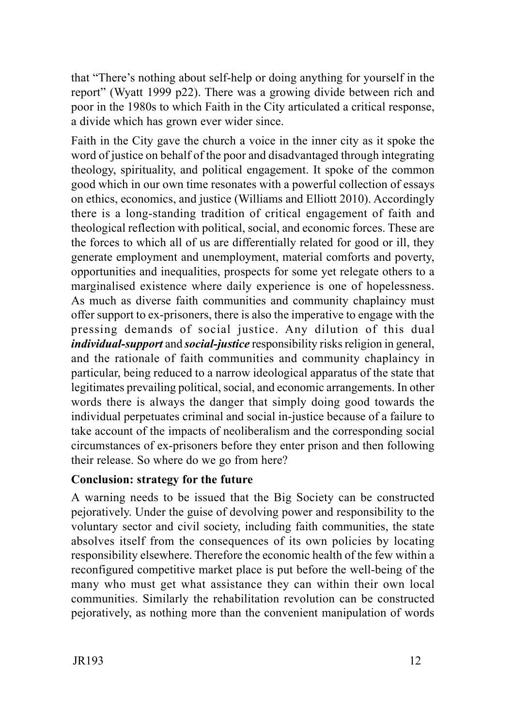that "There's nothing about self-help or doing anything for yourself in the report" (Wyatt 1999 p22). There was a growing divide between rich and poor in the 1980s to which Faith in the City articulated a critical response, a divide which has grown ever wider since.

Faith in the City gave the church a voice in the inner city as it spoke the word of justice on behalf of the poor and disadvantaged through integrating theology, spirituality, and political engagement. It spoke of the common good which in our own time resonates with a powerful collection of essays on ethics, economics, and justice (Williams and Elliott 2010). Accordingly there is a long-standing tradition of critical engagement of faith and theological reflection with political, social, and economic forces. These are the forces to which all of us are differentially related for good or ill, they generate employment and unemployment, material comforts and poverty, opportunities and inequalities, prospects for some yet relegate others to a marginalised existence where daily experience is one of hopelessness. As much as diverse faith communities and community chaplaincy must offer support to ex-prisoners, there is also the imperative to engage with the pressing demands of social justice. Any dilution of this dual ***individual-support*** and ***social-justice*** responsibility risks religion in general, and the rationale of faith communities and community chaplaincy in particular, being reduced to a narrow ideological apparatus of the state that legitimates prevailing political, social, and economic arrangements. In other words there is always the danger that simply doing good towards the individual perpetuates criminal and social in-justice because of a failure to take account of the impacts of neoliberalism and the corresponding social circumstances of ex-prisoners before they enter prison and then following their release. So where do we go from here?

**Conclusion: strategy for the future**

A warning needs to be issued that the Big Society can be constructed pejoratively. Under the guise of devolving power and responsibility to the voluntary sector and civil society, including faith communities, the state absolves itself from the consequences of its own policies by locating responsibility elsewhere. Therefore the economic health of the few within a reconfigured competitive market place is put before the well-being of the many who must get what assistance they can within their own local communities. Similarly the rehabilitation revolution can be constructed pejoratively, as nothing more than the convenient manipulation of words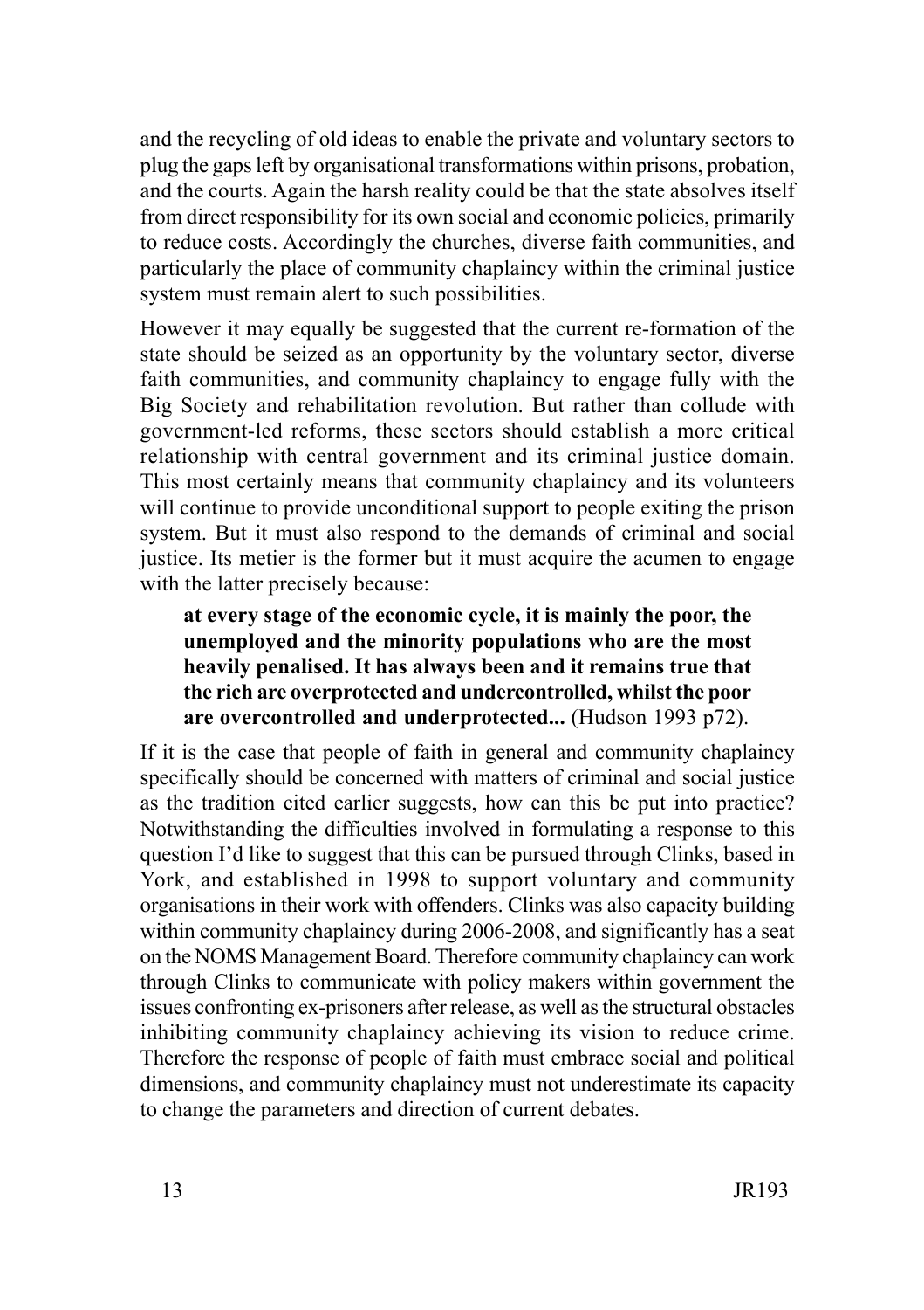and the recycling of old ideas to enable the private and voluntary sectors to plug the gaps left by organisational transformations within prisons, probation, and the courts. Again the harsh reality could be that the state absolves itself from direct responsibility for its own social and economic policies, primarily to reduce costs. Accordingly the churches, diverse faith communities, and particularly the place of community chaplaincy within the criminal justice system must remain alert to such possibilities.

However it may equally be suggested that the current re-formation of the state should be seized as an opportunity by the voluntary sector, diverse faith communities, and community chaplaincy to engage fully with the Big Society and rehabilitation revolution. But rather than collude with government-led reforms, these sectors should establish a more critical relationship with central government and its criminal justice domain. This most certainly means that community chaplaincy and its volunteers will continue to provide unconditional support to people exiting the prison system. But it must also respond to the demands of criminal and social justice. Its metier is the former but it must acquire the acumen to engage with the latter precisely because:

> **at every stage of the economic cycle, it is mainly the poor, the unemployed and the minority populations who are the most heavily penalised. It has always been and it remains true that the rich are overprotected and undercontrolled, whilst the poor are overcontrolled and underprotected...** (Hudson 1993 p72).

If it is the case that people of faith in general and community chaplaincy specifically should be concerned with matters of criminal and social justice as the tradition cited earlier suggests, how can this be put into practice? Notwithstanding the difficulties involved in formulating a response to this question I'd like to suggest that this can be pursued through Clinks, based in York, and established in 1998 to support voluntary and community organisations in their work with offenders. Clinks was also capacity building within community chaplaincy during 2006-2008, and significantly has a seat on the NOMS Management Board. Therefore community chaplaincy can work through Clinks to communicate with policy makers within government the issues confronting ex-prisoners after release, as well as the structural obstacles inhibiting community chaplaincy achieving its vision to reduce crime. Therefore the response of people of faith must embrace social and political dimensions, and community chaplaincy must not underestimate its capacity to change the parameters and direction of current debates.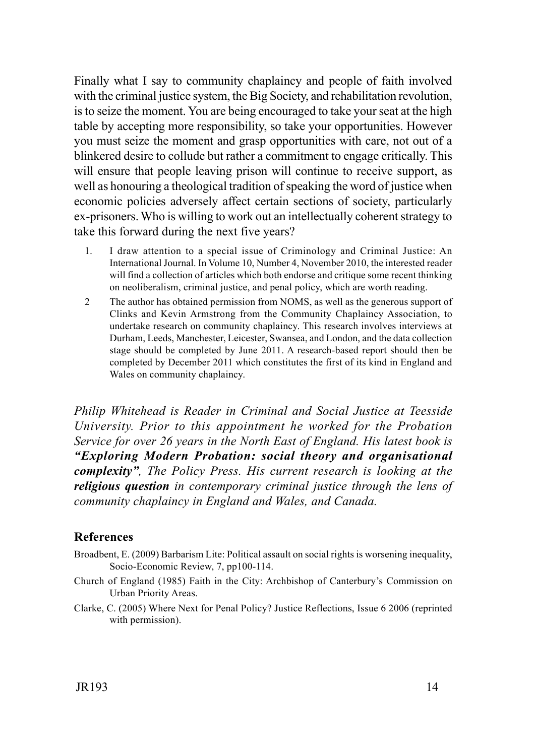Finally what I say to community chaplaincy and people of faith involved with the criminal justice system, the Big Society, and rehabilitation revolution, is to seize the moment. You are being encouraged to take your seat at the high table by accepting more responsibility, so take your opportunities. However you must seize the moment and grasp opportunities with care, not out of a blinkered desire to collude but rather a commitment to engage critically. This will ensure that people leaving prison will continue to receive support, as well as honouring a theological tradition of speaking the word of justice when economic policies adversely affect certain sections of society, particularly ex-prisoners. Who is willing to work out an intellectually coherent strategy to take this forward during the next five years?

1. I draw attention to a special issue of Criminology and Criminal Justice: An International Journal. In Volume 10, Number 4, November 2010, the interested reader will find a collection of articles which both endorse and critique some recent thinking on neoliberalism, criminal justice, and penal policy, which are worth reading.
2. The author has obtained permission from NOMS, as well as the generous support of Clinks and Kevin Armstrong from the Community Chaplaincy Association, to undertake research on community chaplaincy. This research involves interviews at Durham, Leeds, Manchester, Leicester, Swansea, and London, and the data collection stage should be completed by June 2011. A research-based report should then be completed by December 2011 which constitutes the first of its kind in England and Wales on community chaplaincy.

*Philip Whitehead is Reader in Criminal and Social Justice at Teesside University. Prior to this appointment he worked for the Probation Service for over 26 years in the North East of England. His latest book is **"Exploring Modern Probation: social theory and organisational complexity"**, The Policy Press. His current research is looking at the **religious question** in contemporary criminal justice through the lens of community chaplaincy in England and Wales, and Canada.*

## References

Broadbent, E. (2009) Barbarism Lite: Political assault on social rights is worsening inequality, Socio-Economic Review, 7, pp100-114.

Church of England (1985) Faith in the City: Archbishop of Canterbury's Commission on Urban Priority Areas.

Clarke, C. (2005) Where Next for Penal Policy? Justice Reflections, Issue 6 2006 (reprinted with permission).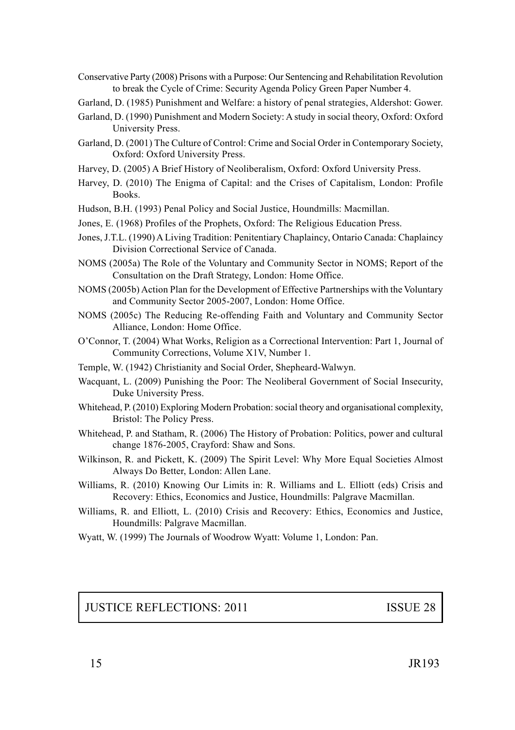Conservative Party (2008) Prisons with a Purpose: Our Sentencing and Rehabilitation Revolution to break the Cycle of Crime: Security Agenda Policy Green Paper Number 4.

Garland, D. (1985) Punishment and Welfare: a history of penal strategies, Aldershot: Gower.

Garland, D. (1990) Punishment and Modern Society: A study in social theory, Oxford: Oxford University Press.

Garland, D. (2001) The Culture of Control: Crime and Social Order in Contemporary Society, Oxford: Oxford University Press.

Harvey, D. (2005) A Brief History of Neoliberalism, Oxford: Oxford University Press.

Harvey, D. (2010) The Enigma of Capital: and the Crises of Capitalism, London: Profile Books.

Hudson, B.H. (1993) Penal Policy and Social Justice, Houndmills: Macmillan.

Jones, E. (1968) Profiles of the Prophets, Oxford: The Religious Education Press.

Jones, J.T.L. (1990) A Living Tradition: Penitentiary Chaplaincy, Ontario Canada: Chaplaincy Division Correctional Service of Canada.

NOMS (2005a) The Role of the Voluntary and Community Sector in NOMS; Report of the Consultation on the Draft Strategy, London: Home Office.

NOMS (2005b) Action Plan for the Development of Effective Partnerships with the Voluntary and Community Sector 2005-2007, London: Home Office.

NOMS (2005c) The Reducing Re-offending Faith and Voluntary and Community Sector Alliance, London: Home Office.

O'Connor, T. (2004) What Works, Religion as a Correctional Intervention: Part 1, Journal of Community Corrections, Volume X1V, Number 1.

Temple, W. (1942) Christianity and Social Order, Shepheard-Walwyn.

Wacquant, L. (2009) Punishing the Poor: The Neoliberal Government of Social Insecurity, Duke University Press.

Whitehead, P. (2010) Exploring Modern Probation: social theory and organisational complexity, Bristol: The Policy Press.

Whitehead, P. and Statham, R. (2006) The History of Probation: Politics, power and cultural change 1876-2005, Crayford: Shaw and Sons.

Wilkinson, R. and Pickett, K. (2009) The Spirit Level: Why More Equal Societies Almost Always Do Better, London: Allen Lane.

Williams, R. (2010) Knowing Our Limits in: R. Williams and L. Elliott (eds) Crisis and Recovery: Ethics, Economics and Justice, Houndmills: Palgrave Macmillan.

Williams, R. and Elliott, L. (2010) Crisis and Recovery: Ethics, Economics and Justice, Houndmills: Palgrave Macmillan.

Wyatt, W. (1999) The Journals of Woodrow Wyatt: Volume 1, London: Pan.